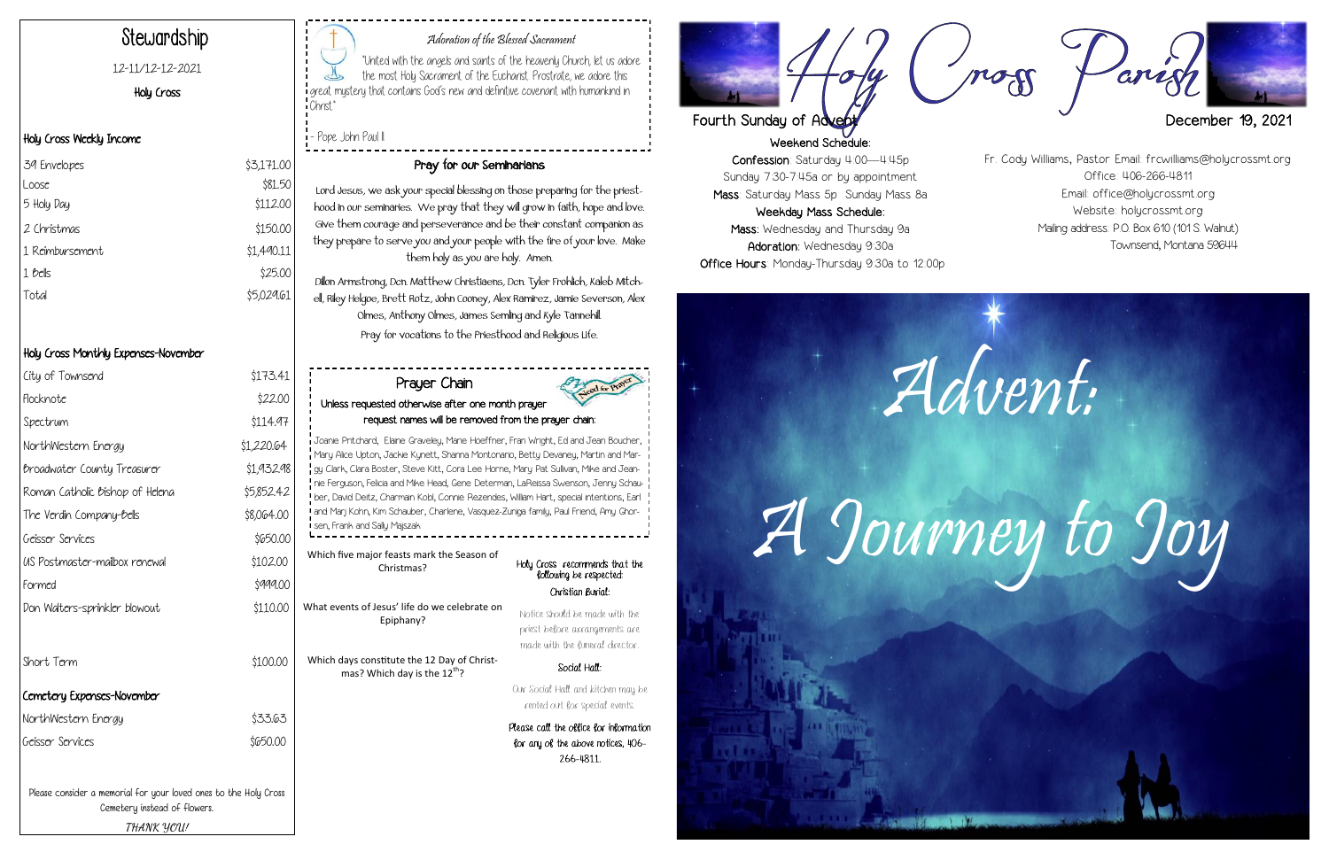# Stewardship

12-11/12-12-2021

Holy Cross

## Holy Cross Weekly Income

| | |
|---|---|
| 39 Envelopes | $3,171.00 |
| Loose | $81.50 |
| 5 Holy Day | $112.00 |
| 2 Christmas | $150.00 |
| 1 Reimbursement | $1,440.11 |
| 1 Bells | $25.00 |
| Total | $5,029.61 |

## Holy Cross Monthly Expenses-November

| | |
|---|---|
| City of Townsend | $173.41 |
| Flocknote | $22.00 |
| Spectrum | $114.97 |
| NorthWestern Energy | $1,220.64 |
| Broadwater County Treasurer | $1,932.98 |
| Roman Catholic Bishop of Helena | $5,852.42 |
| The Verdin Company-Bells | $8,064.00 |
| Geisser Services | $650.00 |
| US Postmaster-mailbox renewal | $102.00 |
| Formed | $999.00 |
| Don Walters-sprinkler blowout | $110.00 |
| Short Term | $100.00 |

## Cemetery Expenses-November

| | |
|---|---|
| NorthWestern Energy | $33.63 |
| Geisser Services | $650.00 |

Please consider a memorial for your loved ones to the Holy Cross Cemetery instead of flowers.

*THANK YOU!*

---

*Adoration of the Blessed Sacrament*

"United with the angels and saints of the heavenly Church, let us adore the most Holy Sacrament of the Eucharist. Prostrate, we adore this great mystery that contains God's new and definitive covenant with humankind in Christ."

- Pope John Paul II

## Pray for our Seminarians

Lord Jesus, we ask your special blessing on those preparing for the priesthood in our seminaries. We pray that they will grow in faith, hope and love. Give them courage and perseverance and be their constant companion as they prepare to serve you and your people with the fire of your love. Make them holy as you are holy. Amen.

Dillon Armstrong, Dcn. Matthew Christiaens, Dcn. Tyler Frohlich, Kaleb Mitchell, Riley Helgoe, Brett Rotz, John Cooney, Alex Ramirez, Jamie Severson, Alex Olmes, Anthony Olmes, James Semling and Kyle Tannehill.

Pray for vocations to the Priesthood and Religious Life.

## Prayer Chain

**Unless requested otherwise after one month prayer request names will be removed from the prayer chain:**

Joanie Pritchard, Elaine Graveley, Marie Hoeffner, Fran Wright, Ed and Jean Boucher, Mary Alice Upton, Jackie Kynett, Shanna Montonario, Betty Devaney, Martin and Margy Clark, Clara Boster, Steve Kitt, Cora Lee Horne, Mary Pat Sullivan, Mike and Jeannie Ferguson, Felicia and Mike Head, Gene Determan, LaReissa Swenson, Jenny Schauber, David Deitz, Charman Kobl, Connie Rezendes, William Hart, special intentions, Earl and Marj Kohn, Kim Schauber, Charlene, Vasquez-Zuniga family, Paul Friend, Amy Ghorsen, Frank and Sally Majszak

Which five major feasts mark the Season of Christmas?

What events of Jesus' life do we celebrate on Epiphany?

Which days constitute the 12 Day of Christmas? Which day is the 12th?

Holy Cross recommends that the following be respected:

**Christian Burial:**

Notice should be made with the priest before arrangements are made with the funeral director.

**Social Hall:**

Our Social Hall and kitchen may be rented out for special events.

Please call the office for information for any of the above notices, 406-266-4811.

---

# Holy Cross Parish

Fourth Sunday of Advent — December 19, 2021

**Weekend Schedule:**

**Confession**: Saturday 4:00—4:45p
Sunday 7:30-7:45a or by appointment

**Mass**: Saturday Mass 5p Sunday Mass 8a

**Weekday Mass Schedule:**

**Mass**: Wednesday and Thursday 9a

**Adoration**: Wednesday 9:30a

**Office Hours**: Monday-Thursday 9:30a to 12:00p

Fr. Cody Williams, Pastor Email: frcwilliams@holycrossmt.org
Office: 406-266-4811
Email: office@holycrossmt.org
Website: holycrossmt.org
Mailing address: P.O. Box 610 (101 S. Walnut)
Townsend, Montana 59644

*Advent: A Journey to Joy*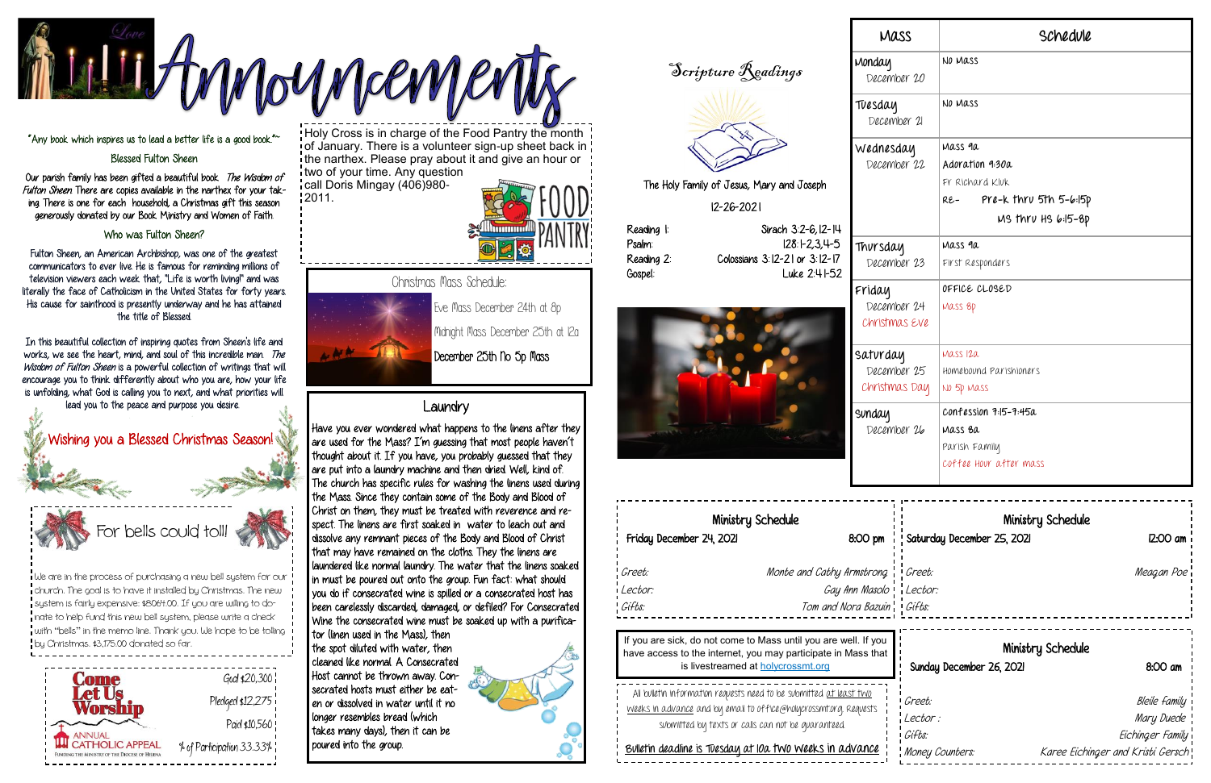# Announcements

"Any book which inspires us to lead a better life is a good book."~

Blessed Fulton Sheen

Our parish family has been gifted a beautiful book *The Wisdom of Fulton Sheen*. There are copies available in the narthex for your taking. There is one for each household, a Christmas gift this season generously donated by our Book Ministry and Women of Faith.

### Who was Fulton Sheen?

Fulton Sheen, an American Archbishop, was one of the greatest communicators to ever live. He is famous for reminding millions of television viewers each week that, "Life is worth living!" and was literally the face of Catholicism in the United States for forty years. His cause for sainthood is presently underway and he has attained the title of Blessed.

In this beautiful collection of inspiring quotes from Sheen's life and works, we see the heart, mind, and soul of this incredible man. *The Wisdom of Fulton Sheen* is a powerful collection of writings that will encourage you to think differently about who you are, how your life is unfolding, what God is calling you to next, and what priorities will lead you to the peace and purpose you desire.

Wishing you a Blessed Christmas Season!

### For bells could toll!

We are in the process of purchasing a new bell system for our church. The goal is to have it installed by Christmas. The new system is fairly expensive: $8064.00. If you are willing to donate to help fund this new bell system, please write a check with "bells" in the memo line. Thank you. We hope to be tolling by Christmas. $3,175.00 donated so far.

**Come Let Us Worship** — ANNUAL CATHOLIC APPEAL — FUNDING THE MINISTRIES OF THE DIOCESE OF HELENA

Goal $20,300
Pledged $12,275
Paid $10,560
% of Participation 33.33%

Holy Cross is in charge of the Food Pantry the month of January. There is a volunteer sign-up sheet back in the narthex. Please pray about it and give an hour or two of your time. Any question call Doris Mingay (406)980-2011.

FOOD PANTRY

### Christmas Mass Schedule:

Eve Mass December 24th at 8p

Midnight Mass December 25th at 12a

December 25th No 5p Mass

### Laundry

Have you ever wondered what happens to the linens after they are used for the Mass? I'm guessing that most people haven't thought about it. If you have, you probably guessed that they are put into a laundry machine and then dried. Well, kind of. The church has specific rules for washing the linens used during the Mass. Since they contain some of the Body and Blood of Christ on them, they must be treated with reverence and respect. The linens are first soaked in water to leach out and dissolve any remnant pieces of the Body and Blood of Christ that may have remained on the cloths. They the linens are laundered like normal laundry. The water that the linens soaked in must be poured out onto the group. Fun fact: what should you do if consecrated wine is spilled or a consecrated host has been carelessly discarded, damaged, or defiled? For Consecrated Wine the consecrated wine must be soaked up with a purificator (linen used in the Mass), then the spot diluted with water, then cleaned like normal. A Consecrated Host cannot be thrown away. Consecrated hosts must either be eaten or dissolved in water until it no longer resembles bread (which takes many days), then it can be poured into the group.

## Scripture Readings

The Holy Family of Jesus, Mary and Joseph

12-26-2021

| | |
|---|---|
| Reading 1: | Sirach 3:2-6, 12-14 |
| Psalm: | 128:1-2,3,4-5 |
| Reading 2: | Colossians 3:12-21 or 3:12-17 |
| Gospel: | Luke 2:41-52 |

## Mass Schedule

| Mass | Schedule |
|---|---|
| Monday December 20 | No Mass |
| Tuesday December 21 | No Mass |
| Wednesday December 22 | Mass 9a<br>Adoration 9:30a<br>Fr Richard Kluk<br>RE- Pre-K thru 5th 5-6:15p<br>MS thru HS 6:15-8p |
| Thursday December 23 | Mass 9a<br>First Responders |
| Friday December 24 Christmas Eve | OFFICE CLOSED<br>Mass 8p |
| Saturday December 25 Christmas Day | Mass 12a<br>Homebound Parishioners<br>No 5p Mass |
| Sunday December 26 | Confession 7:15-7:45a<br>Mass 8a<br>Parish Family<br>Coffee Hour after mass |

### Ministry Schedule

Friday December 24, 2021 — 8:00 pm

| | |
|---|---|
| Greet: | Monte and Cathy Armstrong |
| Lector: | Gay Ann Masolo |
| Gifts: | Tom and Nora Bazuin |

### Ministry Schedule

Saturday December 25, 2021 — 12:00 am

| | |
|---|---|
| Greet: | Meagan Poe |
| Lector: | |
| Gifts: | |

If you are sick, do not come to Mass until you are well. If you have access to the internet, you may participate in Mass that is livestreamed at holycrossmt.org

All bulletin information requests need to be submitted at least two weeks in advance and by email to office@holycrossmt.org. Requests submitted by texts or calls can not be guaranteed.

Bulletin deadline is Tuesday at 10a two weeks in advance

### Ministry Schedule

Sunday December 26, 2021 — 8:00 am

| | |
|---|---|
| Greet: | Bleile Family |
| Lector : | Mary Duede |
| Gifts: | Eichinger Family |
| Money Counters: | Karee Eichinger and Kristi Gersch |